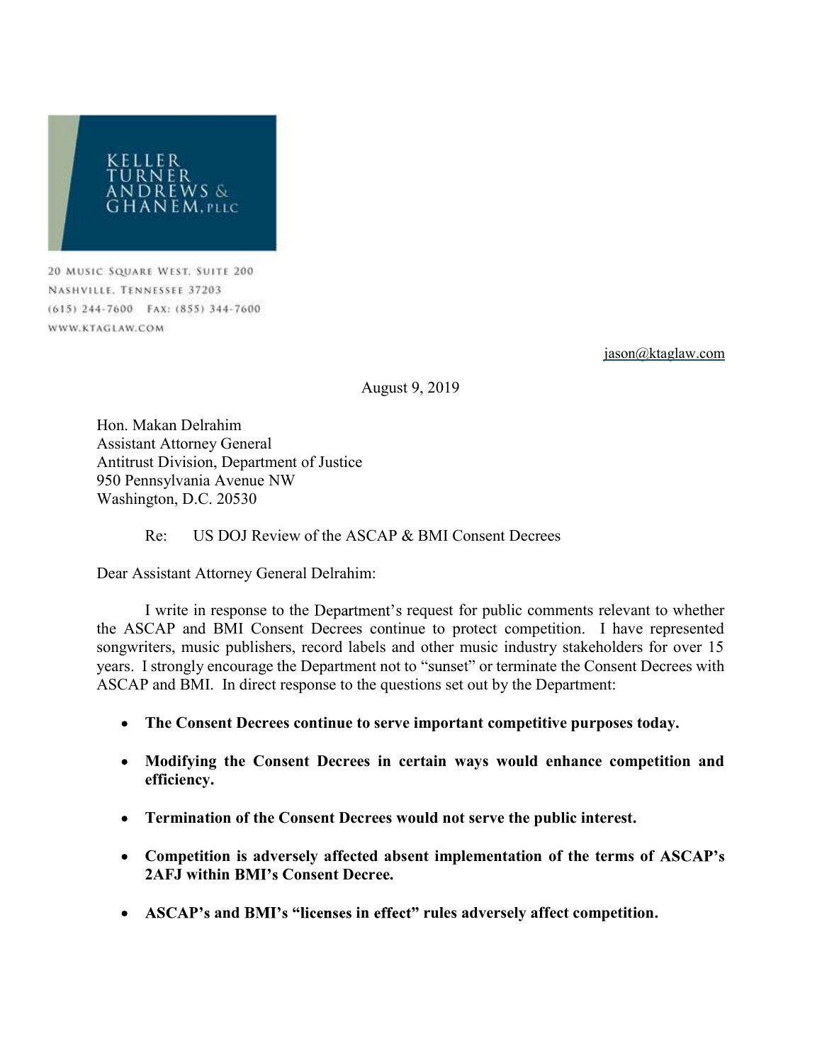KELLER TURNER ANDREWS & GHANEM, PLLC

20 Music Square West, Suite 200
Nashville, Tennessee 37203
(615) 244-7600 Fax: (855) 344-7600
www.ktaglaw.com

jason@ktaglaw.com

August 9, 2019

Hon. Makan Delrahim
Assistant Attorney General
Antitrust Division, Department of Justice
950 Pennsylvania Avenue NW
Washington, D.C. 20530

Re: US DOJ Review of the ASCAP & BMI Consent Decrees

Dear Assistant Attorney General Delrahim:

I write in response to the Department's request for public comments relevant to whether the ASCAP and BMI Consent Decrees continue to protect competition. I have represented songwriters, music publishers, record labels and other music industry stakeholders for over 15 years. I strongly encourage the Department not to "sunset" or terminate the Consent Decrees with ASCAP and BMI. In direct response to the questions set out by the Department:

- **The Consent Decrees continue to serve important competitive purposes today.**
- **Modifying the Consent Decrees in certain ways would enhance competition and efficiency.**
- **Termination of the Consent Decrees would not serve the public interest.**
- **Competition is adversely affected absent implementation of the terms of ASCAP's 2AFJ within BMI's Consent Decree.**
- **ASCAP's and BMI's "licenses in effect" rules adversely affect competition.**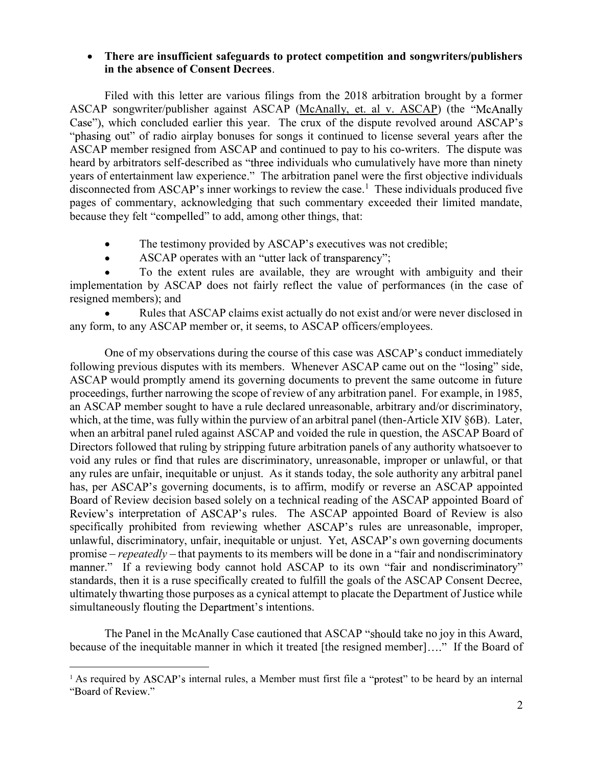- **There are insufficient safeguards to protect competition and songwriters/publishers in the absence of Consent Decrees**.

Filed with this letter are various filings from the 2018 arbitration brought by a former ASCAP songwriter/publisher against ASCAP (McAnally, et. al v. ASCAP) (the "McAnally Case"), which concluded earlier this year. The crux of the dispute revolved around ASCAP's "phasing out" of radio airplay bonuses for songs it continued to license several years after the ASCAP member resigned from ASCAP and continued to pay to his co-writers. The dispute was heard by arbitrators self-described as "three individuals who cumulatively have more than ninety years of entertainment law experience." The arbitration panel were the first objective individuals disconnected from ASCAP's inner workings to review the case.[1] These individuals produced five pages of commentary, acknowledging that such commentary exceeded their limited mandate, because they felt "compelled" to add, among other things, that:

- The testimony provided by ASCAP's executives was not credible;
- ASCAP operates with an "utter lack of transparency";
- To the extent rules are available, they are wrought with ambiguity and their implementation by ASCAP does not fairly reflect the value of performances (in the case of resigned members); and
- Rules that ASCAP claims exist actually do not exist and/or were never disclosed in any form, to any ASCAP member or, it seems, to ASCAP officers/employees.

One of my observations during the course of this case was ASCAP's conduct immediately following previous disputes with its members. Whenever ASCAP came out on the "losing" side, ASCAP would promptly amend its governing documents to prevent the same outcome in future proceedings, further narrowing the scope of review of any arbitration panel. For example, in 1985, an ASCAP member sought to have a rule declared unreasonable, arbitrary and/or discriminatory, which, at the time, was fully within the purview of an arbitral panel (then-Article XIV §6B). Later, when an arbitral panel ruled against ASCAP and voided the rule in question, the ASCAP Board of Directors followed that ruling by stripping future arbitration panels of any authority whatsoever to void any rules or find that rules are discriminatory, unreasonable, improper or unlawful, or that any rules are unfair, inequitable or unjust. As it stands today, the sole authority any arbitral panel has, per ASCAP's governing documents, is to affirm, modify or reverse an ASCAP appointed Board of Review decision based solely on a technical reading of the ASCAP appointed Board of Review's interpretation of ASCAP's rules. The ASCAP appointed Board of Review is also specifically prohibited from reviewing whether ASCAP's rules are unreasonable, improper, unlawful, discriminatory, unfair, inequitable or unjust. Yet, ASCAP's own governing documents promise – *repeatedly* – that payments to its members will be done in a "fair and nondiscriminatory manner." If a reviewing body cannot hold ASCAP to its own "fair and nondiscriminatory" standards, then it is a ruse specifically created to fulfill the goals of the ASCAP Consent Decree, ultimately thwarting those purposes as a cynical attempt to placate the Department of Justice while simultaneously flouting the Department's intentions.

The Panel in the McAnally Case cautioned that ASCAP "should take no joy in this Award, because of the inequitable manner in which it treated [the resigned member]…." If the Board of

[1] As required by ASCAP's internal rules, a Member must first file a "protest" to be heard by an internal "Board of Review."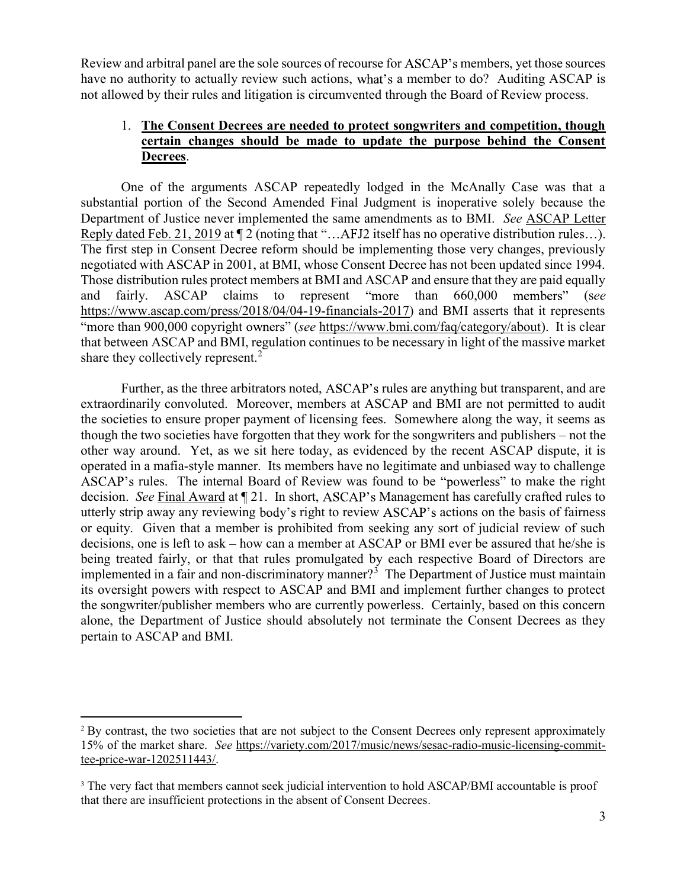Review and arbitral panel are the sole sources of recourse for ASCAP's members, yet those sources have no authority to actually review such actions, what's a member to do? Auditing ASCAP is not allowed by their rules and litigation is circumvented through the Board of Review process.

1. **The Consent Decrees are needed to protect songwriters and competition, though certain changes should be made to update the purpose behind the Consent Decrees**.

One of the arguments ASCAP repeatedly lodged in the McAnally Case was that a substantial portion of the Second Amended Final Judgment is inoperative solely because the Department of Justice never implemented the same amendments as to BMI. *See* ASCAP Letter Reply dated Feb. 21, 2019 at ¶ 2 (noting that "…AFJ2 itself has no operative distribution rules…). The first step in Consent Decree reform should be implementing those very changes, previously negotiated with ASCAP in 2001, at BMI, whose Consent Decree has not been updated since 1994. Those distribution rules protect members at BMI and ASCAP and ensure that they are paid equally and fairly. ASCAP claims to represent "more than 660,000 members" (s*ee* https://www.ascap.com/press/2018/04/04-19-financials-2017) and BMI asserts that it represents "more than 900,000 copyright owners" (*see* https://www.bmi.com/faq/category/about). It is clear that between ASCAP and BMI, regulation continues to be necessary in light of the massive market share they collectively represent.[2]

Further, as the three arbitrators noted, ASCAP's rules are anything but transparent, and are extraordinarily convoluted. Moreover, members at ASCAP and BMI are not permitted to audit the societies to ensure proper payment of licensing fees. Somewhere along the way, it seems as though the two societies have forgotten that they work for the songwriters and publishers – not the other way around. Yet, as we sit here today, as evidenced by the recent ASCAP dispute, it is operated in a mafia-style manner. Its members have no legitimate and unbiased way to challenge ASCAP's rules. The internal Board of Review was found to be "powerless" to make the right decision. *See* Final Award at ¶ 21. In short, ASCAP's Management has carefully crafted rules to utterly strip away any reviewing body's right to review ASCAP's actions on the basis of fairness or equity. Given that a member is prohibited from seeking any sort of judicial review of such decisions, one is left to ask – how can a member at ASCAP or BMI ever be assured that he/she is being treated fairly, or that that rules promulgated by each respective Board of Directors are implemented in a fair and non-discriminatory manner?[3] The Department of Justice must maintain its oversight powers with respect to ASCAP and BMI and implement further changes to protect the songwriter/publisher members who are currently powerless. Certainly, based on this concern alone, the Department of Justice should absolutely not terminate the Consent Decrees as they pertain to ASCAP and BMI.

---

[2] By contrast, the two societies that are not subject to the Consent Decrees only represent approximately 15% of the market share. *See* https://variety.com/2017/music/news/sesac-radio-music-licensing-committee-price-war-1202511443/.

[3] The very fact that members cannot seek judicial intervention to hold ASCAP/BMI accountable is proof that there are insufficient protections in the absent of Consent Decrees.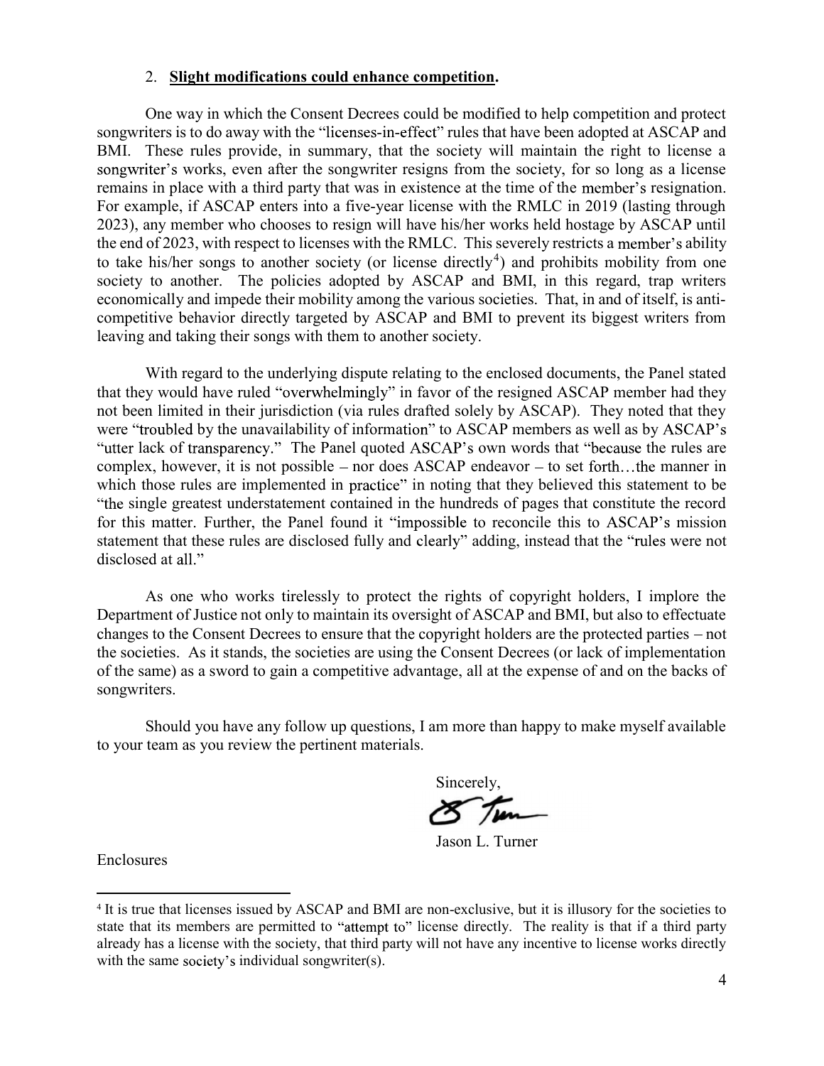2. **<u>Slight modifications could enhance competition</u>.**

One way in which the Consent Decrees could be modified to help competition and protect songwriters is to do away with the "licenses-in-effect" rules that have been adopted at ASCAP and BMI. These rules provide, in summary, that the society will maintain the right to license a songwriter's works, even after the songwriter resigns from the society, for so long as a license remains in place with a third party that was in existence at the time of the member's resignation. For example, if ASCAP enters into a five-year license with the RMLC in 2019 (lasting through 2023), any member who chooses to resign will have his/her works held hostage by ASCAP until the end of 2023, with respect to licenses with the RMLC. This severely restricts a member's ability to take his/her songs to another society (or license directly[4]) and prohibits mobility from one society to another. The policies adopted by ASCAP and BMI, in this regard, trap writers economically and impede their mobility among the various societies. That, in and of itself, is anti-competitive behavior directly targeted by ASCAP and BMI to prevent its biggest writers from leaving and taking their songs with them to another society.

With regard to the underlying dispute relating to the enclosed documents, the Panel stated that they would have ruled "overwhelmingly" in favor of the resigned ASCAP member had they not been limited in their jurisdiction (via rules drafted solely by ASCAP). They noted that they were "troubled by the unavailability of information" to ASCAP members as well as by ASCAP's "utter lack of transparency." The Panel quoted ASCAP's own words that "because the rules are complex, however, it is not possible – nor does ASCAP endeavor – to set forth…the manner in which those rules are implemented in practice" in noting that they believed this statement to be "the single greatest understatement contained in the hundreds of pages that constitute the record for this matter. Further, the Panel found it "impossible to reconcile this to ASCAP's mission statement that these rules are disclosed fully and clearly" adding, instead that the "rules were not disclosed at all."

As one who works tirelessly to protect the rights of copyright holders, I implore the Department of Justice not only to maintain its oversight of ASCAP and BMI, but also to effectuate changes to the Consent Decrees to ensure that the copyright holders are the protected parties – not the societies. As it stands, the societies are using the Consent Decrees (or lack of implementation of the same) as a sword to gain a competitive advantage, all at the expense of and on the backs of songwriters.

Should you have any follow up questions, I am more than happy to make myself available to your team as you review the pertinent materials.

Sincerely,

Jason L. Turner

Enclosures

---

[4] It is true that licenses issued by ASCAP and BMI are non-exclusive, but it is illusory for the societies to state that its members are permitted to "attempt to" license directly. The reality is that if a third party already has a license with the society, that third party will not have any incentive to license works directly with the same society's individual songwriter(s).